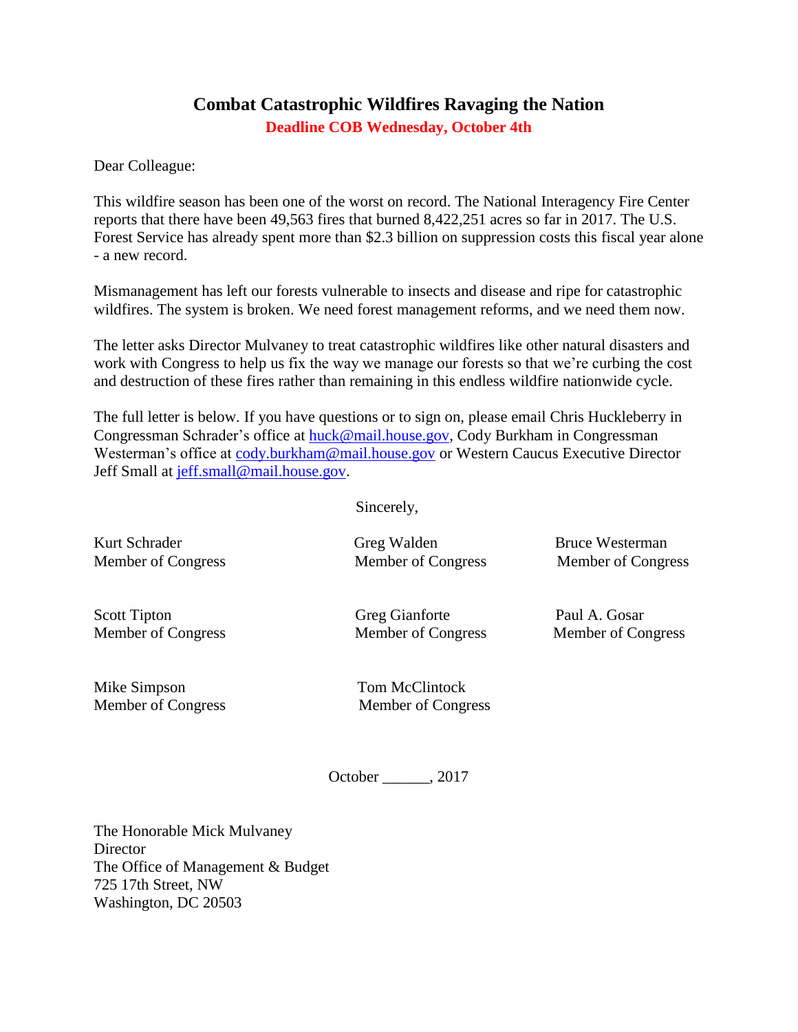# Combat Catastrophic Wildfires Ravaging the Nation

**Deadline COB Wednesday, October 4th**

Dear Colleague:

This wildfire season has been one of the worst on record. The National Interagency Fire Center reports that there have been 49,563 fires that burned 8,422,251 acres so far in 2017. The U.S. Forest Service has already spent more than $2.3 billion on suppression costs this fiscal year alone - a new record.

Mismanagement has left our forests vulnerable to insects and disease and ripe for catastrophic wildfires. The system is broken. We need forest management reforms, and we need them now.

The letter asks Director Mulvaney to treat catastrophic wildfires like other natural disasters and work with Congress to help us fix the way we manage our forests so that we're curbing the cost and destruction of these fires rather than remaining in this endless wildfire nationwide cycle.

The full letter is below. If you have questions or to sign on, please email Chris Huckleberry in Congressman Schrader's office at huck@mail.house.gov, Cody Burkham in Congressman Westerman's office at cody.burkham@mail.house.gov or Western Caucus Executive Director Jeff Small at jeff.small@mail.house.gov.

Sincerely,

Kurt Schrader
Member of Congress

Greg Walden
Member of Congress

Bruce Westerman
Member of Congress

Scott Tipton
Member of Congress

Greg Gianforte
Member of Congress

Paul A. Gosar
Member of Congress

Mike Simpson
Member of Congress

Tom McClintock
Member of Congress

October ______, 2017

The Honorable Mick Mulvaney
Director
The Office of Management & Budget
725 17th Street, NW
Washington, DC 20503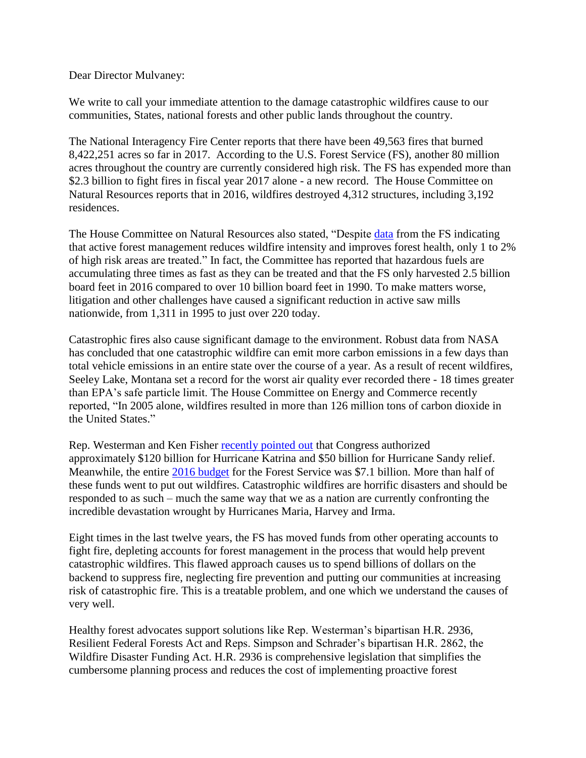Dear Director Mulvaney:

We write to call your immediate attention to the damage catastrophic wildfires cause to our communities, States, national forests and other public lands throughout the country.

The National Interagency Fire Center reports that there have been 49,563 fires that burned 8,422,251 acres so far in 2017. According to the U.S. Forest Service (FS), another 80 million acres throughout the country are currently considered high risk. The FS has expended more than $2.3 billion to fight fires in fiscal year 2017 alone - a new record. The House Committee on Natural Resources reports that in 2016, wildfires destroyed 4,312 structures, including 3,192 residences.

The House Committee on Natural Resources also stated, "Despite data from the FS indicating that active forest management reduces wildfire intensity and improves forest health, only 1 to 2% of high risk areas are treated." In fact, the Committee has reported that hazardous fuels are accumulating three times as fast as they can be treated and that the FS only harvested 2.5 billion board feet in 2016 compared to over 10 billion board feet in 1990. To make matters worse, litigation and other challenges have caused a significant reduction in active saw mills nationwide, from 1,311 in 1995 to just over 220 today.

Catastrophic fires also cause significant damage to the environment. Robust data from NASA has concluded that one catastrophic wildfire can emit more carbon emissions in a few days than total vehicle emissions in an entire state over the course of a year. As a result of recent wildfires, Seeley Lake, Montana set a record for the worst air quality ever recorded there - 18 times greater than EPA's safe particle limit. The House Committee on Energy and Commerce recently reported, "In 2005 alone, wildfires resulted in more than 126 million tons of carbon dioxide in the United States."

Rep. Westerman and Ken Fisher recently pointed out that Congress authorized approximately $120 billion for Hurricane Katrina and $50 billion for Hurricane Sandy relief. Meanwhile, the entire 2016 budget for the Forest Service was $7.1 billion. More than half of these funds went to put out wildfires. Catastrophic wildfires are horrific disasters and should be responded to as such – much the same way that we as a nation are currently confronting the incredible devastation wrought by Hurricanes Maria, Harvey and Irma.

Eight times in the last twelve years, the FS has moved funds from other operating accounts to fight fire, depleting accounts for forest management in the process that would help prevent catastrophic wildfires. This flawed approach causes us to spend billions of dollars on the backend to suppress fire, neglecting fire prevention and putting our communities at increasing risk of catastrophic fire. This is a treatable problem, and one which we understand the causes of very well.

Healthy forest advocates support solutions like Rep. Westerman's bipartisan H.R. 2936, Resilient Federal Forests Act and Reps. Simpson and Schrader's bipartisan H.R. 2862, the Wildfire Disaster Funding Act. H.R. 2936 is comprehensive legislation that simplifies the cumbersome planning process and reduces the cost of implementing proactive forest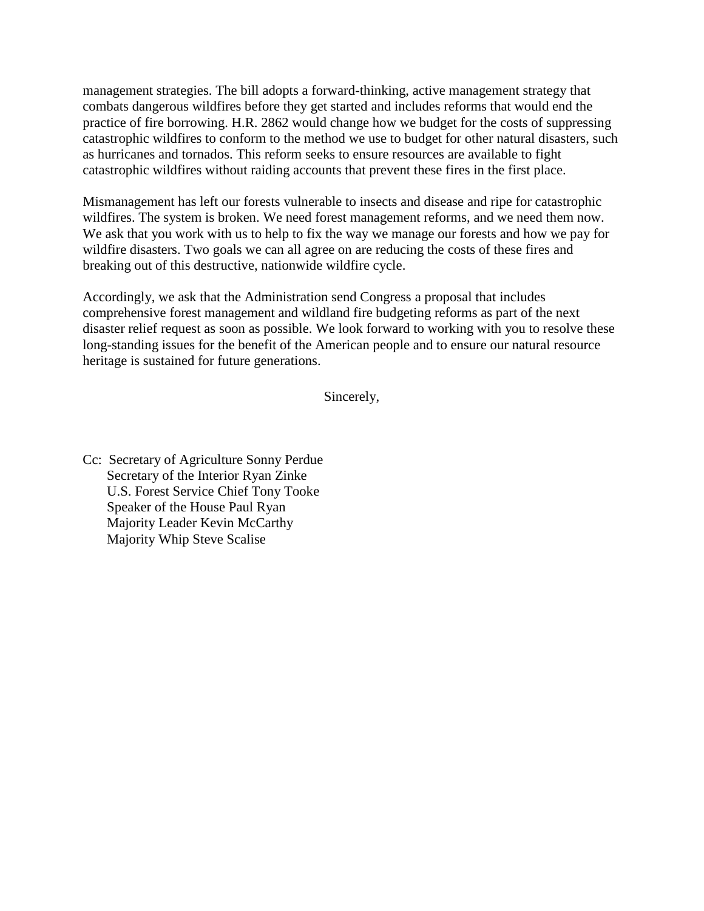management strategies. The bill adopts a forward-thinking, active management strategy that combats dangerous wildfires before they get started and includes reforms that would end the practice of fire borrowing. H.R. 2862 would change how we budget for the costs of suppressing catastrophic wildfires to conform to the method we use to budget for other natural disasters, such as hurricanes and tornados. This reform seeks to ensure resources are available to fight catastrophic wildfires without raiding accounts that prevent these fires in the first place.

Mismanagement has left our forests vulnerable to insects and disease and ripe for catastrophic wildfires. The system is broken. We need forest management reforms, and we need them now. We ask that you work with us to help to fix the way we manage our forests and how we pay for wildfire disasters. Two goals we can all agree on are reducing the costs of these fires and breaking out of this destructive, nationwide wildfire cycle.

Accordingly, we ask that the Administration send Congress a proposal that includes comprehensive forest management and wildland fire budgeting reforms as part of the next disaster relief request as soon as possible. We look forward to working with you to resolve these long-standing issues for the benefit of the American people and to ensure our natural resource heritage is sustained for future generations.

Sincerely,

Cc: Secretary of Agriculture Sonny Perdue  
Secretary of the Interior Ryan Zinke  
U.S. Forest Service Chief Tony Tooke  
Speaker of the House Paul Ryan  
Majority Leader Kevin McCarthy  
Majority Whip Steve Scalise